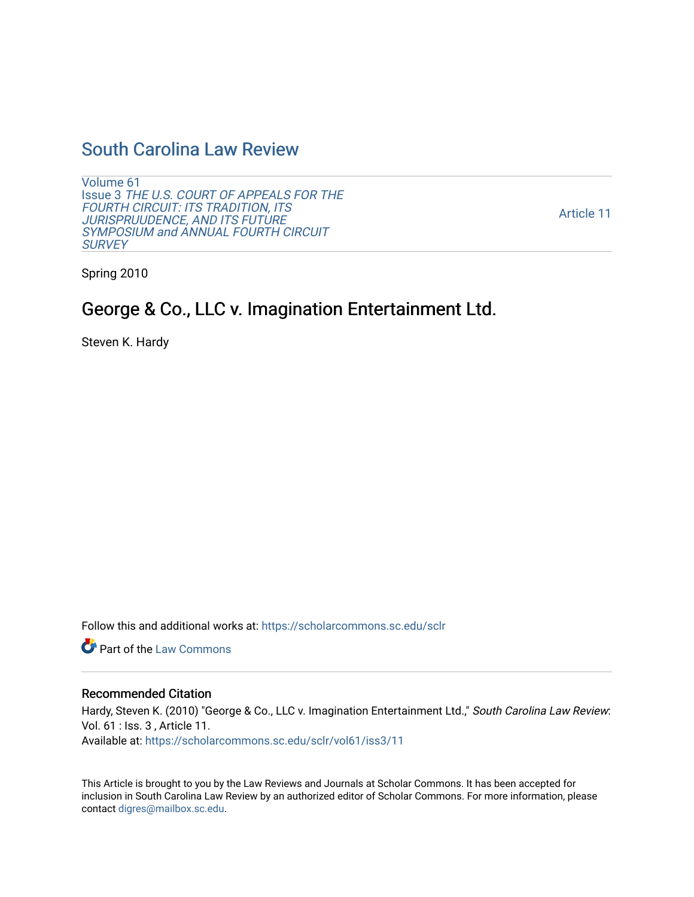# South Carolina Law Review

Volume 61
Issue 3 *THE U.S. COURT OF APPEALS FOR THE FOURTH CIRCUIT: ITS TRADITION, ITS JURISPRUUDENCE, AND ITS FUTURE SYMPOSIUM and ANNUAL FOURTH CIRCUIT SURVEY*

Article 11

Spring 2010

## George & Co., LLC v. Imagination Entertainment Ltd.

Steven K. Hardy

Follow this and additional works at: https://scholarcommons.sc.edu/sclr

Part of the Law Commons

### Recommended Citation

Hardy, Steven K. (2010) "George & Co., LLC v. Imagination Entertainment Ltd.," *South Carolina Law Review*: Vol. 61 : Iss. 3 , Article 11.
Available at: https://scholarcommons.sc.edu/sclr/vol61/iss3/11

This Article is brought to you by the Law Reviews and Journals at Scholar Commons. It has been accepted for inclusion in South Carolina Law Review by an authorized editor of Scholar Commons. For more information, please contact digres@mailbox.sc.edu.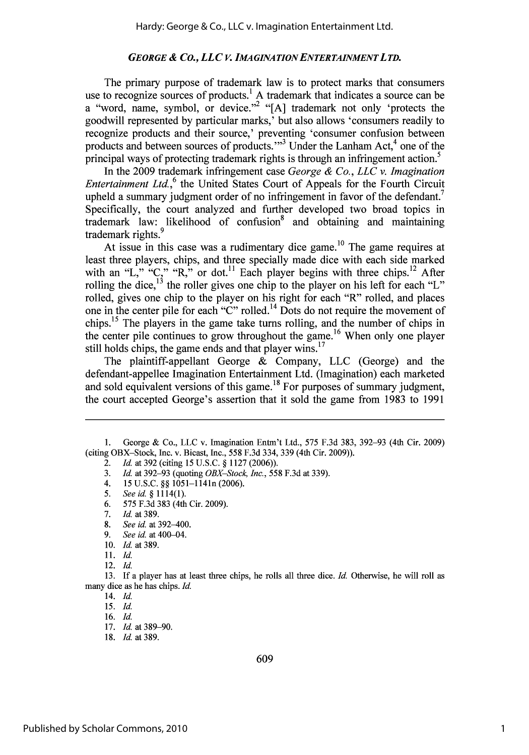## *GEORGE & CO., LLC V. IMAGINATION ENTERTAINMENT LTD.*

The primary purpose of trademark law is to protect marks that consumers use to recognize sources of products.[1] A trademark that indicates a source can be a "word, name, symbol, or device."[2] "[A] trademark not only 'protects the goodwill represented by particular marks,' but also allows 'consumers readily to recognize products and their source,' preventing 'consumer confusion between products and between sources of products.'"[3] Under the Lanham Act,[4] one of the principal ways of protecting trademark rights is through an infringement action.[5]

In the 2009 trademark infringement case *George & Co., LLC v. Imagination Entertainment Ltd.*,[6] the United States Court of Appeals for the Fourth Circuit upheld a summary judgment order of no infringement in favor of the defendant.[7] Specifically, the court analyzed and further developed two broad topics in trademark law: likelihood of confusion[8] and obtaining and maintaining trademark rights.[9]

At issue in this case was a rudimentary dice game.[10] The game requires at least three players, chips, and three specially made dice with each side marked with an "L," "C," "R," or dot.[11] Each player begins with three chips.[12] After rolling the dice,[13] the roller gives one chip to the player on his left for each "L" rolled, gives one chip to the player on his right for each "R" rolled, and places one in the center pile for each "C" rolled.[14] Dots do not require the movement of chips.[15] The players in the game take turns rolling, and the number of chips in the center pile continues to grow throughout the game.[16] When only one player still holds chips, the game ends and that player wins.[17]

The plaintiff-appellant George & Company, LLC (George) and the defendant-appellee Imagination Entertainment Ltd. (Imagination) each marketed and sold equivalent versions of this game.[18] For purposes of summary judgment, the court accepted George's assertion that it sold the game from 1983 to 1991

---

1. George & Co., LLC v. Imagination Entm't Ltd., 575 F.3d 383, 392–93 (4th Cir. 2009) (citing OBX–Stock, Inc. v. Bicast, Inc., 558 F.3d 334, 339 (4th Cir. 2009)).
2. *Id.* at 392 (citing 15 U.S.C. § 1127 (2006)).
3. *Id.* at 392–93 (quoting *OBX–Stock, Inc.*, 558 F.3d at 339).
4. 15 U.S.C. §§ 1051–1141n (2006).
5. *See id.* § 1114(1).
6. 575 F.3d 383 (4th Cir. 2009).
7. *Id.* at 389.
8. *See id.* at 392–400.
9. *See id.* at 400–04.
10. *Id.* at 389.
11. *Id.*
12. *Id.*
13. If a player has at least three chips, he rolls all three dice. *Id.* Otherwise, he will roll as many dice as he has chips. *Id.*
14. *Id.*
15. *Id.*
16. *Id.*
17. *Id.* at 389–90.
18. *Id.* at 389.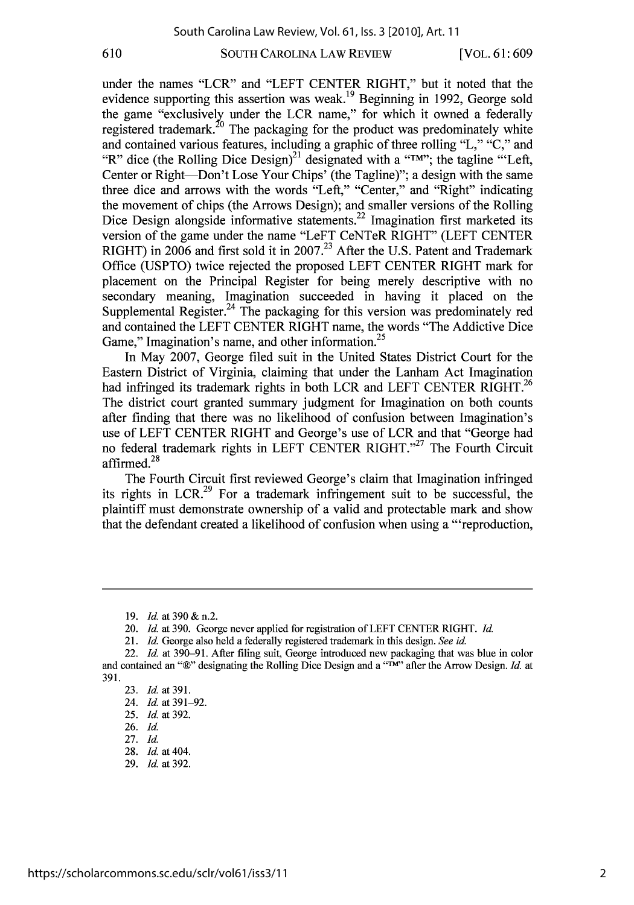under the names "LCR" and "LEFT CENTER RIGHT," but it noted that the evidence supporting this assertion was weak.[19] Beginning in 1992, George sold the game "exclusively under the LCR name," for which it owned a federally registered trademark.[20] The packaging for the product was predominately white and contained various features, including a graphic of three rolling "L," "C," and "R" dice (the Rolling Dice Design)[21] designated with a "™"; the tagline "'Left, Center or Right—Don't Lose Your Chips' (the Tagline)"; a design with the same three dice and arrows with the words "Left," "Center," and "Right" indicating the movement of chips (the Arrows Design); and smaller versions of the Rolling Dice Design alongside informative statements.[22] Imagination first marketed its version of the game under the name "LeFT CeNTeR RIGHT" (LEFT CENTER RIGHT) in 2006 and first sold it in 2007.[23] After the U.S. Patent and Trademark Office (USPTO) twice rejected the proposed LEFT CENTER RIGHT mark for placement on the Principal Register for being merely descriptive with no secondary meaning, Imagination succeeded in having it placed on the Supplemental Register.[24] The packaging for this version was predominately red and contained the LEFT CENTER RIGHT name, the words "The Addictive Dice Game," Imagination's name, and other information.[25]

In May 2007, George filed suit in the United States District Court for the Eastern District of Virginia, claiming that under the Lanham Act Imagination had infringed its trademark rights in both LCR and LEFT CENTER RIGHT.[26] The district court granted summary judgment for Imagination on both counts after finding that there was no likelihood of confusion between Imagination's use of LEFT CENTER RIGHT and George's use of LCR and that "George had no federal trademark rights in LEFT CENTER RIGHT."[27] The Fourth Circuit affirmed.[28]

The Fourth Circuit first reviewed George's claim that Imagination infringed its rights in LCR.[29] For a trademark infringement suit to be successful, the plaintiff must demonstrate ownership of a valid and protectable mark and show that the defendant created a likelihood of confusion when using a "'reproduction,

---

19. *Id.* at 390 & n.2.

20. *Id.* at 390. George never applied for registration of LEFT CENTER RIGHT. *Id.*

21. *Id.* George also held a federally registered trademark in this design. *See id.*

22. *Id.* at 390–91. After filing suit, George introduced new packaging that was blue in color and contained an "®" designating the Rolling Dice Design and a "™" after the Arrow Design. *Id.* at 391.

23. *Id.* at 391.

24. *Id.* at 391–92.

25. *Id.* at 392.

26. *Id.*

27. *Id.*

28. *Id.* at 404.

29. *Id.* at 392.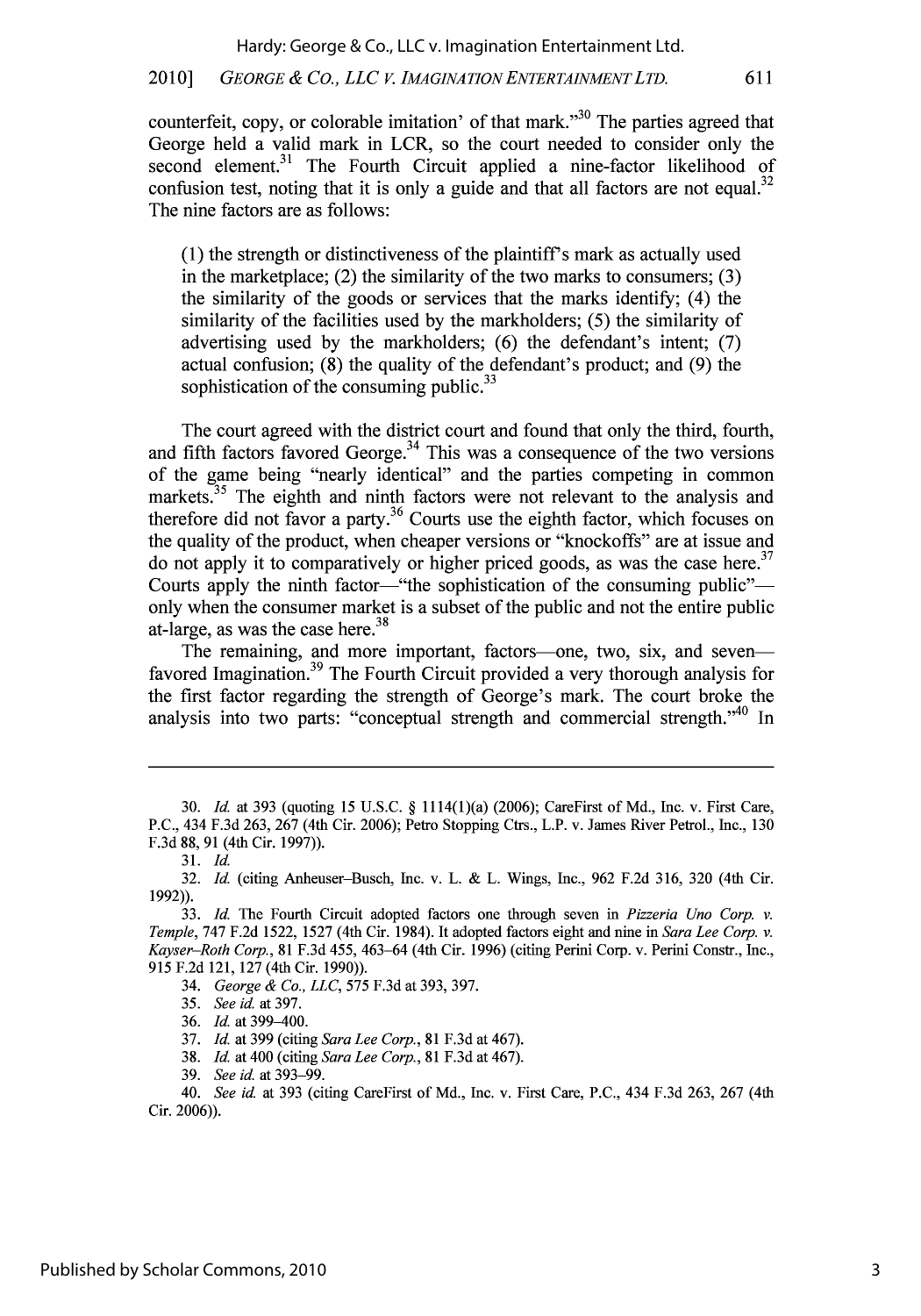counterfeit, copy, or colorable imitation' of that mark."[30] The parties agreed that George held a valid mark in LCR, so the court needed to consider only the second element.[31] The Fourth Circuit applied a nine-factor likelihood of confusion test, noting that it is only a guide and that all factors are not equal.[32] The nine factors are as follows:

> (1) the strength or distinctiveness of the plaintiff's mark as actually used in the marketplace; (2) the similarity of the two marks to consumers; (3) the similarity of the goods or services that the marks identify; (4) the similarity of the facilities used by the markholders; (5) the similarity of advertising used by the markholders; (6) the defendant's intent; (7) actual confusion; (8) the quality of the defendant's product; and (9) the sophistication of the consuming public.[33]

The court agreed with the district court and found that only the third, fourth, and fifth factors favored George.[34] This was a consequence of the two versions of the game being "nearly identical" and the parties competing in common markets.[35] The eighth and ninth factors were not relevant to the analysis and therefore did not favor a party.[36] Courts use the eighth factor, which focuses on the quality of the product, when cheaper versions or "knockoffs" are at issue and do not apply it to comparatively or higher priced goods, as was the case here.[37] Courts apply the ninth factor—"the sophistication of the consuming public"—only when the consumer market is a subset of the public and not the entire public at-large, as was the case here.[38]

The remaining, and more important, factors—one, two, six, and seven—favored Imagination.[39] The Fourth Circuit provided a very thorough analysis for the first factor regarding the strength of George's mark. The court broke the analysis into two parts: "conceptual strength and commercial strength."[40] In

---

30. *Id.* at 393 (quoting 15 U.S.C. § 1114(1)(a) (2006); CareFirst of Md., Inc. v. First Care, P.C., 434 F.3d 263, 267 (4th Cir. 2006); Petro Stopping Ctrs., L.P. v. James River Petrol., Inc., 130 F.3d 88, 91 (4th Cir. 1997)).

31. *Id.*

32. *Id.* (citing Anheuser–Busch, Inc. v. L. & L. Wings, Inc., 962 F.2d 316, 320 (4th Cir. 1992)).

33. *Id.* The Fourth Circuit adopted factors one through seven in *Pizzeria Uno Corp. v. Temple*, 747 F.2d 1522, 1527 (4th Cir. 1984). It adopted factors eight and nine in *Sara Lee Corp. v. Kayser–Roth Corp.*, 81 F.3d 455, 463–64 (4th Cir. 1996) (citing Perini Corp. v. Perini Constr., Inc., 915 F.2d 121, 127 (4th Cir. 1990)).

34. *George & Co., LLC*, 575 F.3d at 393, 397.

35. *See id.* at 397.

36. *Id.* at 399–400.

37. *Id.* at 399 (citing *Sara Lee Corp.*, 81 F.3d at 467).

38. *Id.* at 400 (citing *Sara Lee Corp.*, 81 F.3d at 467).

39. *See id.* at 393–99.

40. *See id.* at 393 (citing CareFirst of Md., Inc. v. First Care, P.C., 434 F.3d 263, 267 (4th Cir. 2006)).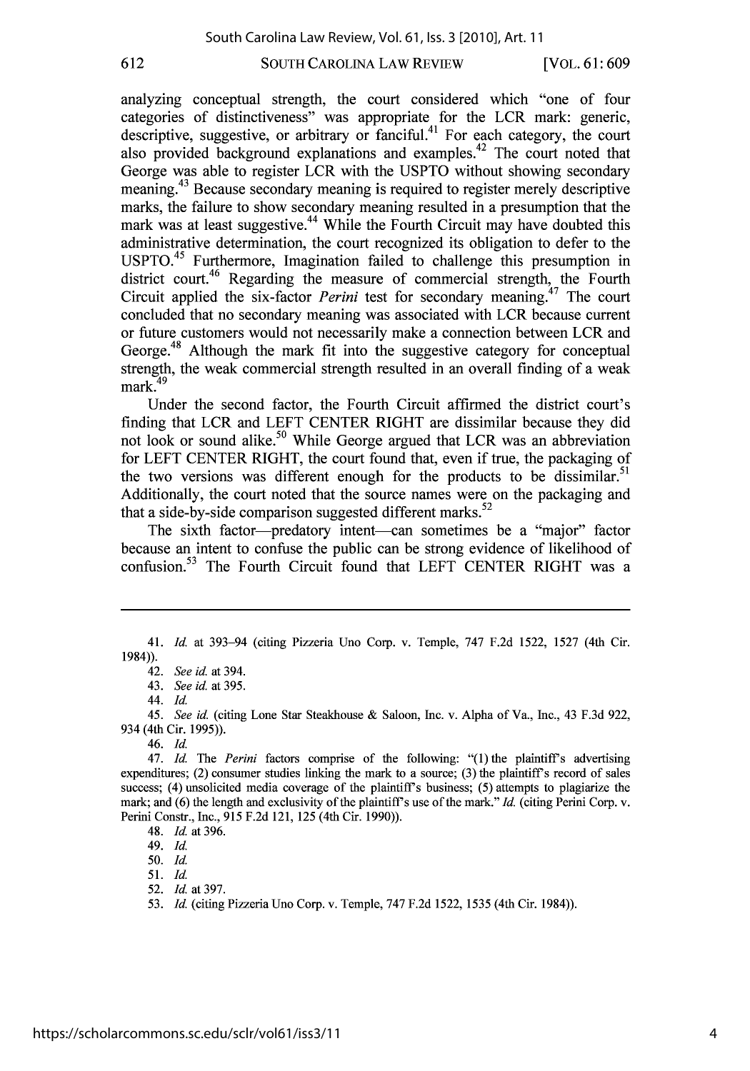analyzing conceptual strength, the court considered which "one of four categories of distinctiveness" was appropriate for the LCR mark: generic, descriptive, suggestive, or arbitrary or fanciful.[41] For each category, the court also provided background explanations and examples.[42] The court noted that George was able to register LCR with the USPTO without showing secondary meaning.[43] Because secondary meaning is required to register merely descriptive marks, the failure to show secondary meaning resulted in a presumption that the mark was at least suggestive.[44] While the Fourth Circuit may have doubted this administrative determination, the court recognized its obligation to defer to the USPTO.[45] Furthermore, Imagination failed to challenge this presumption in district court.[46] Regarding the measure of commercial strength, the Fourth Circuit applied the six-factor *Perini* test for secondary meaning.[47] The court concluded that no secondary meaning was associated with LCR because current or future customers would not necessarily make a connection between LCR and George.[48] Although the mark fit into the suggestive category for conceptual strength, the weak commercial strength resulted in an overall finding of a weak mark.[49]

Under the second factor, the Fourth Circuit affirmed the district court's finding that LCR and LEFT CENTER RIGHT are dissimilar because they did not look or sound alike.[50] While George argued that LCR was an abbreviation for LEFT CENTER RIGHT, the court found that, even if true, the packaging of the two versions was different enough for the products to be dissimilar.[51] Additionally, the court noted that the source names were on the packaging and that a side-by-side comparison suggested different marks.[52]

The sixth factor—predatory intent—can sometimes be a "major" factor because an intent to confuse the public can be strong evidence of likelihood of confusion.[53] The Fourth Circuit found that LEFT CENTER RIGHT was a

---

41. *Id.* at 393–94 (citing Pizzeria Uno Corp. v. Temple, 747 F.2d 1522, 1527 (4th Cir. 1984)).

42. *See id.* at 394.

43. *See id.* at 395.

44. *Id.*

45. *See id.* (citing Lone Star Steakhouse & Saloon, Inc. v. Alpha of Va., Inc., 43 F.3d 922, 934 (4th Cir. 1995)).

46. *Id.*

47. *Id.* The *Perini* factors comprise of the following: "(1) the plaintiff's advertising expenditures; (2) consumer studies linking the mark to a source; (3) the plaintiff's record of sales success; (4) unsolicited media coverage of the plaintiff's business; (5) attempts to plagiarize the mark; and (6) the length and exclusivity of the plaintiff's use of the mark." *Id.* (citing Perini Corp. v. Perini Constr., Inc., 915 F.2d 121, 125 (4th Cir. 1990)).

48. *Id.* at 396.

49. *Id.*

50. *Id.*

51. *Id.*

52. *Id.* at 397.

53. *Id.* (citing Pizzeria Uno Corp. v. Temple, 747 F.2d 1522, 1535 (4th Cir. 1984)).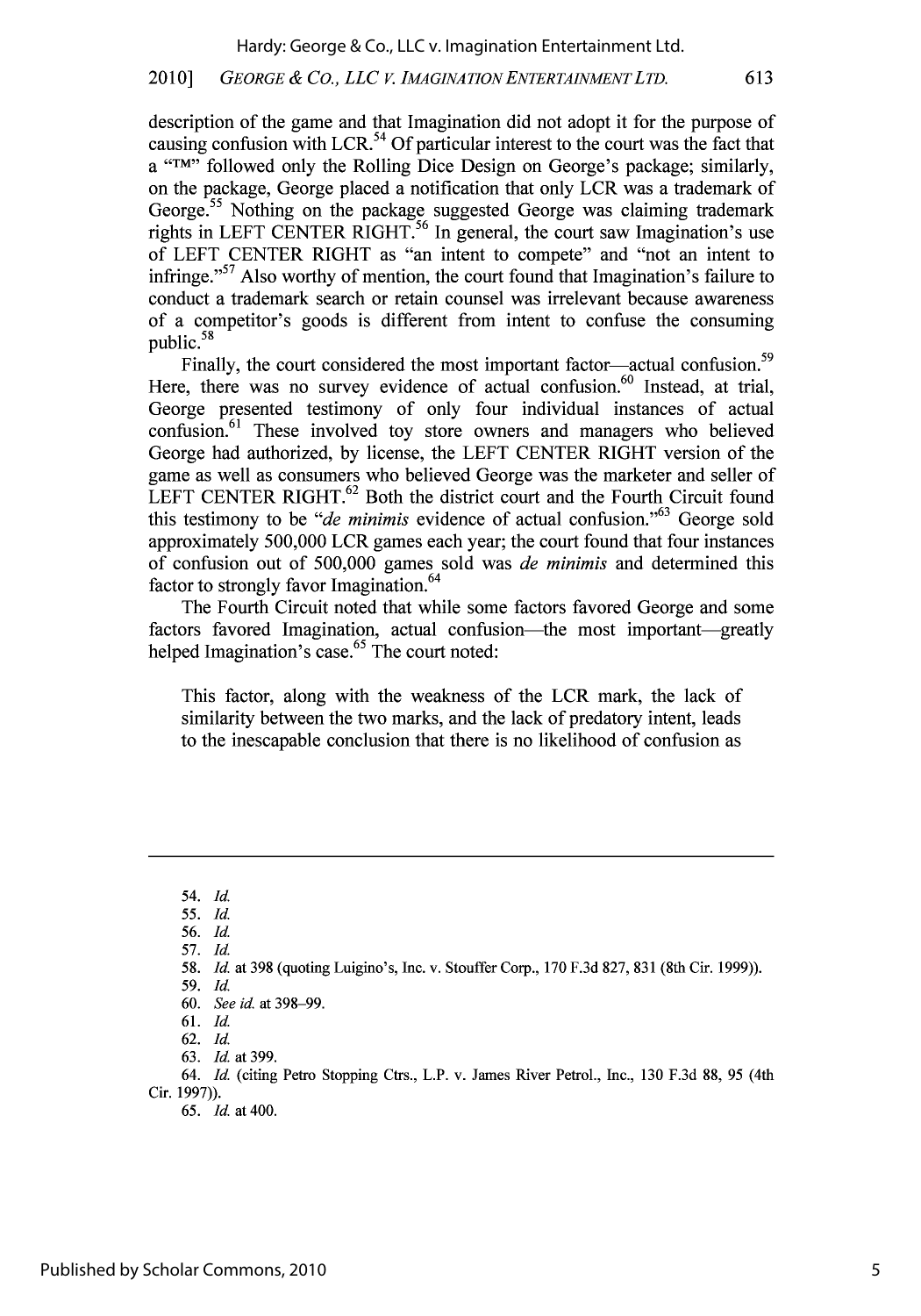description of the game and that Imagination did not adopt it for the purpose of causing confusion with LCR.[54] Of particular interest to the court was the fact that a "TM" followed only the Rolling Dice Design on George's package; similarly, on the package, George placed a notification that only LCR was a trademark of George.[55] Nothing on the package suggested George was claiming trademark rights in LEFT CENTER RIGHT.[56] In general, the court saw Imagination's use of LEFT CENTER RIGHT as "an intent to compete" and "not an intent to infringe."[57] Also worthy of mention, the court found that Imagination's failure to conduct a trademark search or retain counsel was irrelevant because awareness of a competitor's goods is different from intent to confuse the consuming public.[58]

Finally, the court considered the most important factor—actual confusion.[59] Here, there was no survey evidence of actual confusion.[60] Instead, at trial, George presented testimony of only four individual instances of actual confusion.[61] These involved toy store owners and managers who believed George had authorized, by license, the LEFT CENTER RIGHT version of the game as well as consumers who believed George was the marketer and seller of LEFT CENTER RIGHT.[62] Both the district court and the Fourth Circuit found this testimony to be "*de minimis* evidence of actual confusion."[63] George sold approximately 500,000 LCR games each year; the court found that four instances of confusion out of 500,000 games sold was *de minimis* and determined this factor to strongly favor Imagination.[64]

The Fourth Circuit noted that while some factors favored George and some factors favored Imagination, actual confusion—the most important—greatly helped Imagination's case.[65] The court noted:

> This factor, along with the weakness of the LCR mark, the lack of similarity between the two marks, and the lack of predatory intent, leads to the inescapable conclusion that there is no likelihood of confusion as

---

54. *Id.*
55. *Id.*
56. *Id.*
57. *Id.*
58. *Id.* at 398 (quoting Luigino's, Inc. v. Stouffer Corp., 170 F.3d 827, 831 (8th Cir. 1999)).
59. *Id.*
60. *See id.* at 398–99.
61. *Id.*
62. *Id.*
63. *Id.* at 399.
64. *Id.* (citing Petro Stopping Ctrs., L.P. v. James River Petrol., Inc., 130 F.3d 88, 95 (4th Cir. 1997)).
65. *Id.* at 400.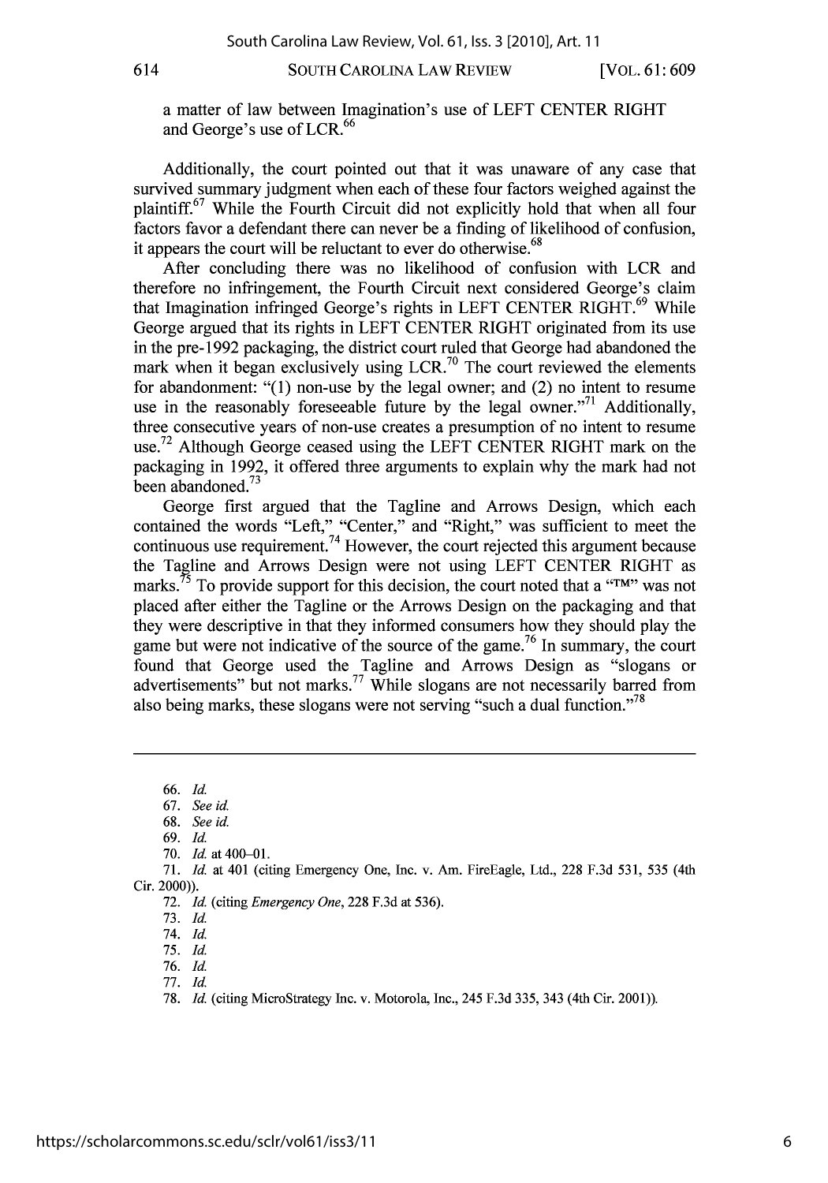a matter of law between Imagination's use of LEFT CENTER RIGHT and George's use of LCR.[66]

Additionally, the court pointed out that it was unaware of any case that survived summary judgment when each of these four factors weighed against the plaintiff.[67] While the Fourth Circuit did not explicitly hold that when all four factors favor a defendant there can never be a finding of likelihood of confusion, it appears the court will be reluctant to ever do otherwise.[68]

After concluding there was no likelihood of confusion with LCR and therefore no infringement, the Fourth Circuit next considered George's claim that Imagination infringed George's rights in LEFT CENTER RIGHT.[69] While George argued that its rights in LEFT CENTER RIGHT originated from its use in the pre-1992 packaging, the district court ruled that George had abandoned the mark when it began exclusively using LCR.[70] The court reviewed the elements for abandonment: "(1) non-use by the legal owner; and (2) no intent to resume use in the reasonably foreseeable future by the legal owner."[71] Additionally, three consecutive years of non-use creates a presumption of no intent to resume use.[72] Although George ceased using the LEFT CENTER RIGHT mark on the packaging in 1992, it offered three arguments to explain why the mark had not been abandoned.[73]

George first argued that the Tagline and Arrows Design, which each contained the words "Left," "Center," and "Right," was sufficient to meet the continuous use requirement.[74] However, the court rejected this argument because the Tagline and Arrows Design were not using LEFT CENTER RIGHT as marks.[75] To provide support for this decision, the court noted that a "™" was not placed after either the Tagline or the Arrows Design on the packaging and that they were descriptive in that they informed consumers how they should play the game but were not indicative of the source of the game.[76] In summary, the court found that George used the Tagline and Arrows Design as "slogans or advertisements" but not marks.[77] While slogans are not necessarily barred from also being marks, these slogans were not serving "such a dual function."[78]

---

66. *Id.*

67. *See id.*

68. *See id.*

69. *Id.*

70. *Id.* at 400–01.

71. *Id.* at 401 (citing Emergency One, Inc. v. Am. FireEagle, Ltd., 228 F.3d 531, 535 (4th Cir. 2000)).

72. *Id.* (citing *Emergency One*, 228 F.3d at 536).

73. *Id.*

74. *Id.*

75. *Id.*

76. *Id.*

77. *Id.*

78. *Id.* (citing MicroStrategy Inc. v. Motorola, Inc., 245 F.3d 335, 343 (4th Cir. 2001)).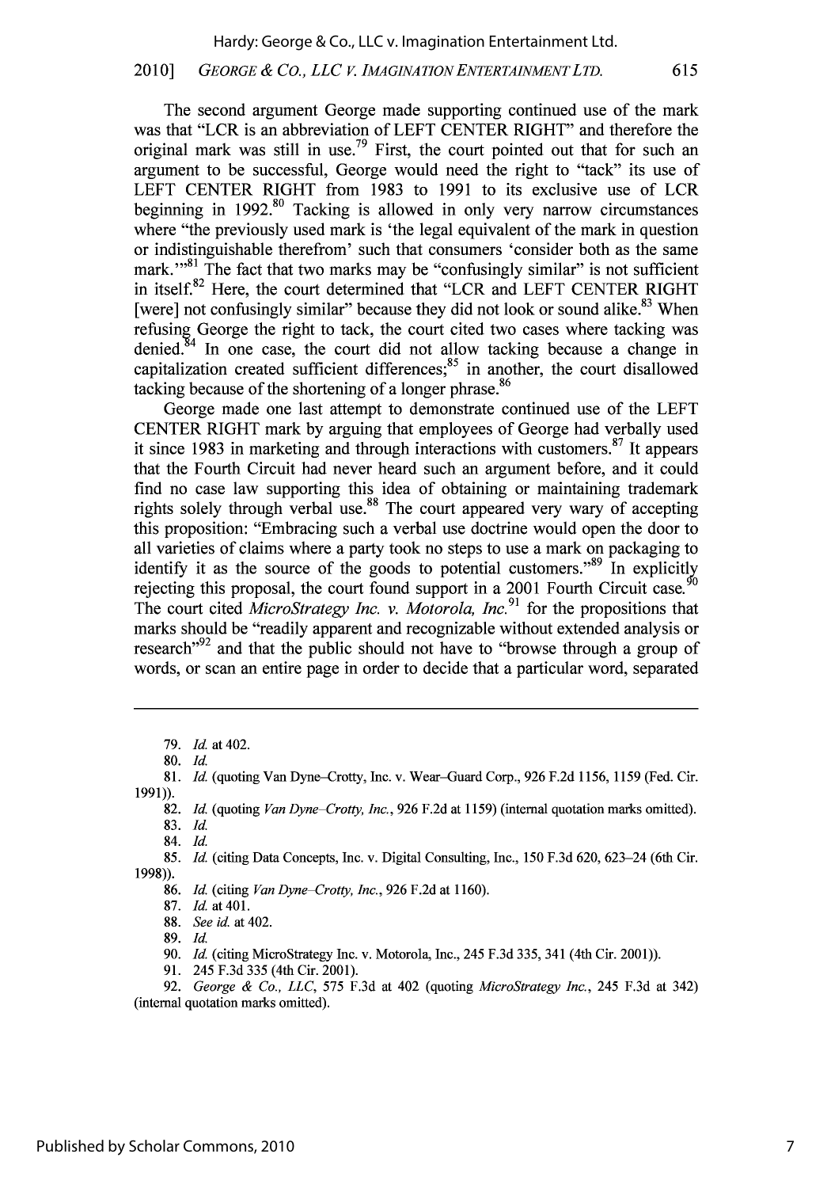The second argument George made supporting continued use of the mark was that "LCR is an abbreviation of LEFT CENTER RIGHT" and therefore the original mark was still in use.[79] First, the court pointed out that for such an argument to be successful, George would need the right to "tack" its use of LEFT CENTER RIGHT from 1983 to 1991 to its exclusive use of LCR beginning in 1992.[80] Tacking is allowed in only very narrow circumstances where "the previously used mark is 'the legal equivalent of the mark in question or indistinguishable therefrom' such that consumers 'consider both as the same mark.'"[81] The fact that two marks may be "confusingly similar" is not sufficient in itself.[82] Here, the court determined that "LCR and LEFT CENTER RIGHT [were] not confusingly similar" because they did not look or sound alike.[83] When refusing George the right to tack, the court cited two cases where tacking was denied.[84] In one case, the court did not allow tacking because a change in capitalization created sufficient differences;[85] in another, the court disallowed tacking because of the shortening of a longer phrase.[86]

George made one last attempt to demonstrate continued use of the LEFT CENTER RIGHT mark by arguing that employees of George had verbally used it since 1983 in marketing and through interactions with customers.[87] It appears that the Fourth Circuit had never heard such an argument before, and it could find no case law supporting this idea of obtaining or maintaining trademark rights solely through verbal use.[88] The court appeared very wary of accepting this proposition: "Embracing such a verbal use doctrine would open the door to all varieties of claims where a party took no steps to use a mark on packaging to identify it as the source of the goods to potential customers."[89] In explicitly rejecting this proposal, the court found support in a 2001 Fourth Circuit case.[90] The court cited *MicroStrategy Inc. v. Motorola, Inc.*[91] for the propositions that marks should be "readily apparent and recognizable without extended analysis or research"[92] and that the public should not have to "browse through a group of words, or scan an entire page in order to decide that a particular word, separated

---

79. *Id.* at 402.

80. *Id.*

81. *Id.* (quoting Van Dyne–Crotty, Inc. v. Wear–Guard Corp., 926 F.2d 1156, 1159 (Fed. Cir. 1991)).

82. *Id.* (quoting *Van Dyne–Crotty, Inc.*, 926 F.2d at 1159) (internal quotation marks omitted).

83. *Id.*

84. *Id.*

85. *Id.* (citing Data Concepts, Inc. v. Digital Consulting, Inc., 150 F.3d 620, 623–24 (6th Cir. 1998)).

86. *Id.* (citing *Van Dyne–Crotty, Inc.*, 926 F.2d at 1160).

87. *Id.* at 401.

88. *See id.* at 402.

89. *Id.*

90. *Id.* (citing MicroStrategy Inc. v. Motorola, Inc., 245 F.3d 335, 341 (4th Cir. 2001)).

91. 245 F.3d 335 (4th Cir. 2001).

92. *George & Co., LLC*, 575 F.3d at 402 (quoting *MicroStrategy Inc.*, 245 F.3d at 342) (internal quotation marks omitted).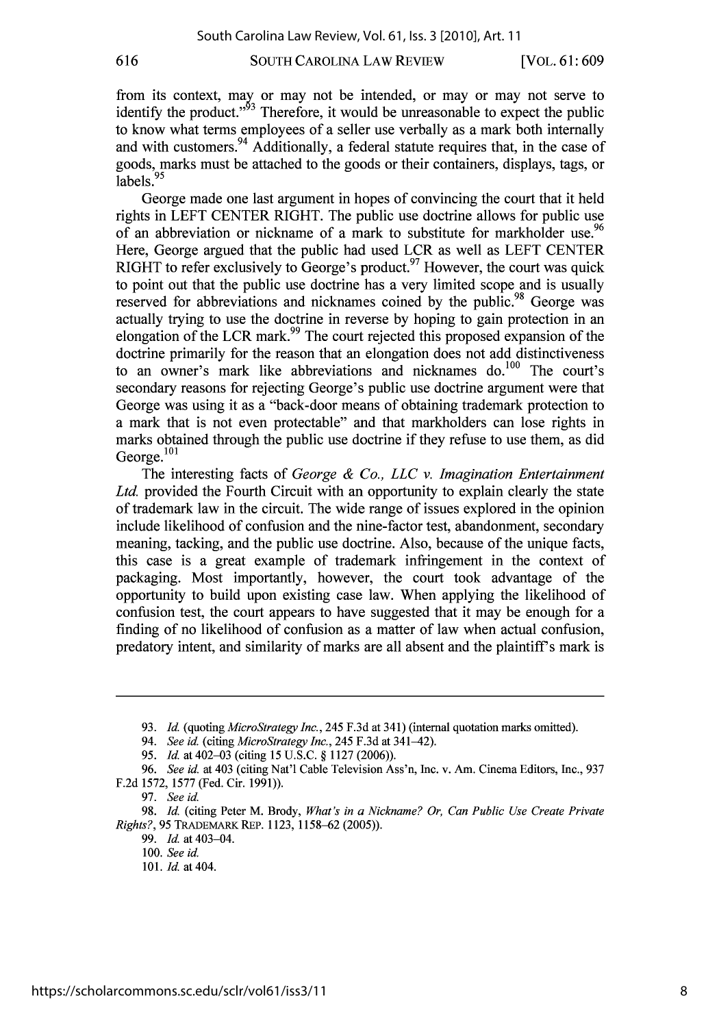from its context, may or may not be intended, or may or may not serve to identify the product."[93] Therefore, it would be unreasonable to expect the public to know what terms employees of a seller use verbally as a mark both internally and with customers.[94] Additionally, a federal statute requires that, in the case of goods, marks must be attached to the goods or their containers, displays, tags, or labels.[95]

George made one last argument in hopes of convincing the court that it held rights in LEFT CENTER RIGHT. The public use doctrine allows for public use of an abbreviation or nickname of a mark to substitute for markholder use.[96] Here, George argued that the public had used LCR as well as LEFT CENTER RIGHT to refer exclusively to George's product.[97] However, the court was quick to point out that the public use doctrine has a very limited scope and is usually reserved for abbreviations and nicknames coined by the public.[98] George was actually trying to use the doctrine in reverse by hoping to gain protection in an elongation of the LCR mark.[99] The court rejected this proposed expansion of the doctrine primarily for the reason that an elongation does not add distinctiveness to an owner's mark like abbreviations and nicknames do.[100] The court's secondary reasons for rejecting George's public use doctrine argument were that George was using it as a "back-door means of obtaining trademark protection to a mark that is not even protectable" and that markholders can lose rights in marks obtained through the public use doctrine if they refuse to use them, as did George.[101]

The interesting facts of *George & Co., LLC v. Imagination Entertainment Ltd.* provided the Fourth Circuit with an opportunity to explain clearly the state of trademark law in the circuit. The wide range of issues explored in the opinion include likelihood of confusion and the nine-factor test, abandonment, secondary meaning, tacking, and the public use doctrine. Also, because of the unique facts, this case is a great example of trademark infringement in the context of packaging. Most importantly, however, the court took advantage of the opportunity to build upon existing case law. When applying the likelihood of confusion test, the court appears to have suggested that it may be enough for a finding of no likelihood of confusion as a matter of law when actual confusion, predatory intent, and similarity of marks are all absent and the plaintiff's mark is

---

93. *Id.* (quoting *MicroStrategy Inc.*, 245 F.3d at 341) (internal quotation marks omitted).

94. *See id.* (citing *MicroStrategy Inc.*, 245 F.3d at 341–42).

95. *Id.* at 402–03 (citing 15 U.S.C. § 1127 (2006)).

96. *See id.* at 403 (citing Nat'l Cable Television Ass'n, Inc. v. Am. Cinema Editors, Inc., 937 F.2d 1572, 1577 (Fed. Cir. 1991)).

97. *See id.*

98. *Id.* (citing Peter M. Brody, *What's in a Nickname? Or, Can Public Use Create Private Rights?*, 95 TRADEMARK REP. 1123, 1158–62 (2005)).

99. *Id.* at 403–04.

100. *See id.*

101. *Id.* at 404.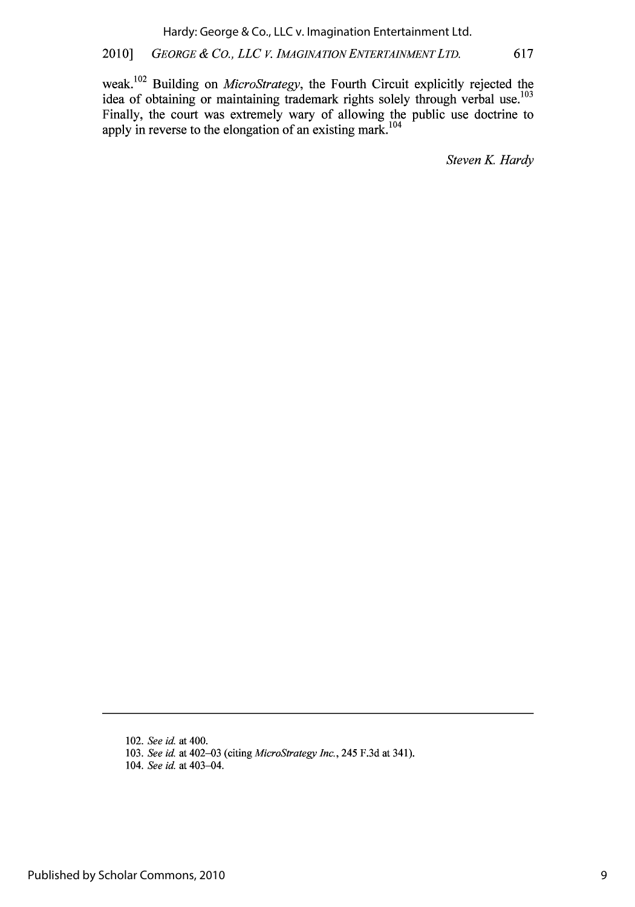weak.[102] Building on *MicroStrategy*, the Fourth Circuit explicitly rejected the idea of obtaining or maintaining trademark rights solely through verbal use.[103] Finally, the court was extremely wary of allowing the public use doctrine to apply in reverse to the elongation of an existing mark.[104]

*Steven K. Hardy*

---

102. *See id.* at 400.

103. *See id.* at 402–03 (citing *MicroStrategy Inc.*, 245 F.3d at 341).

104. *See id.* at 403–04.